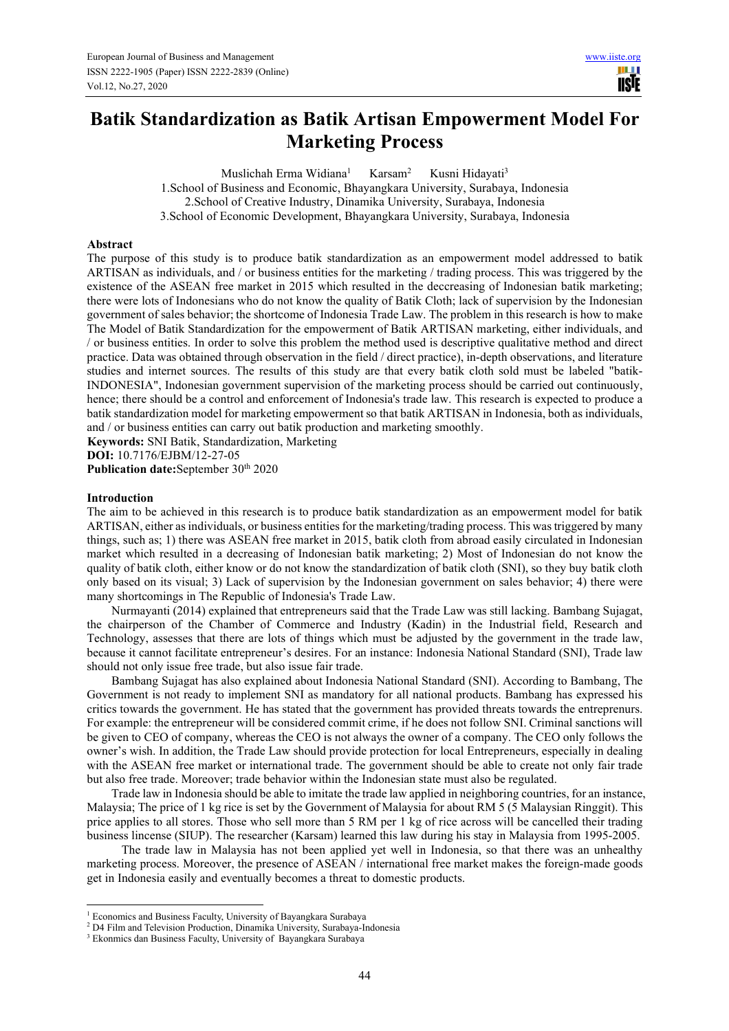# Batik Standardization as Batik Artisan Empowerment Model For Marketing Process

Muslichah Erma Widiana[1] Karsam[2] Kusni Hidayati[3]

1.School of Business and Economic, Bhayangkara University, Surabaya, Indonesia
2.School of Creative Industry, Dinamika University, Surabaya, Indonesia
3.School of Economic Development, Bhayangkara University, Surabaya, Indonesia

**Abstract**

The purpose of this study is to produce batik standardization as an empowerment model addressed to batik ARTISAN as individuals, and / or business entities for the marketing / trading process. This was triggered by the existence of the ASEAN free market in 2015 which resulted in the deccreasing of Indonesian batik marketing; there were lots of Indonesians who do not know the quality of Batik Cloth; lack of supervision by the Indonesian government of sales behavior; the shortcome of Indonesia Trade Law. The problem in this research is how to make The Model of Batik Standardization for the empowerment of Batik ARTISAN marketing, either individuals, and / or business entities. In order to solve this problem the method used is descriptive qualitative method and direct practice. Data was obtained through observation in the field / direct practice), in-depth observations, and literature studies and internet sources. The results of this study are that every batik cloth sold must be labeled "batik-INDONESIA", Indonesian government supervision of the marketing process should be carried out continuously, hence; there should be a control and enforcement of Indonesia's trade law. This research is expected to produce a batik standardization model for marketing empowerment so that batik ARTISAN in Indonesia, both as individuals, and / or business entities can carry out batik production and marketing smoothly.

**Keywords:** SNI Batik, Standardization, Marketing

**DOI:** 10.7176/EJBM/12-27-05

**Publication date:** September 30th 2020

## Introduction

The aim to be achieved in this research is to produce batik standardization as an empowerment model for batik ARTISAN, either as individuals, or business entities for the marketing/trading process. This was triggered by many things, such as; 1) there was ASEAN free market in 2015, batik cloth from abroad easily circulated in Indonesian market which resulted in a decreasing of Indonesian batik marketing; 2) Most of Indonesian do not know the quality of batik cloth, either know or do not know the standardization of batik cloth (SNI), so they buy batik cloth only based on its visual; 3) Lack of supervision by the Indonesian government on sales behavior; 4) there were many shortcomings in The Republic of Indonesia's Trade Law.

Nurmayanti (2014) explained that entrepreneurs said that the Trade Law was still lacking. Bambang Sujagat, the chairperson of the Chamber of Commerce and Industry (Kadin) in the Industrial field, Research and Technology, assesses that there are lots of things which must be adjusted by the government in the trade law, because it cannot facilitate entrepreneur's desires. For an instance: Indonesia National Standard (SNI), Trade law should not only issue free trade, but also issue fair trade.

Bambang Sujagat has also explained about Indonesia National Standard (SNI). According to Bambang, The Government is not ready to implement SNI as mandatory for all national products. Bambang has expressed his critics towards the government. He has stated that the government has provided threats towards the entreprenurs. For example: the entrepreneur will be considered commit crime, if he does not follow SNI. Criminal sanctions will be given to CEO of company, whereas the CEO is not always the owner of a company. The CEO only follows the owner's wish. In addition, the Trade Law should provide protection for local Entrepreneurs, especially in dealing with the ASEAN free market or international trade. The government should be able to create not only fair trade but also free trade. Moreover; trade behavior within the Indonesian state must also be regulated.

Trade law in Indonesia should be able to imitate the trade law applied in neighboring countries, for an instance, Malaysia; The price of 1 kg rice is set by the Government of Malaysia for about RM 5 (5 Malaysian Ringgit). This price applies to all stores. Those who sell more than 5 RM per 1 kg of rice across will be cancelled their trading business lincense (SIUP). The researcher (Karsam) learned this law during his stay in Malaysia from 1995-2005.

The trade law in Malaysia has not been applied yet well in Indonesia, so that there was an unhealthy marketing process. Moreover, the presence of ASEAN / international free market makes the foreign-made goods get in Indonesia easily and eventually becomes a threat to domestic products.

---

[1] Economics and Business Faculty, University of Bayangkara Surabaya
[2] D4 Film and Television Production, Dinamika University, Surabaya-Indonesia
[3] Ekonmics dan Business Faculty, University of Bayangkara Surabaya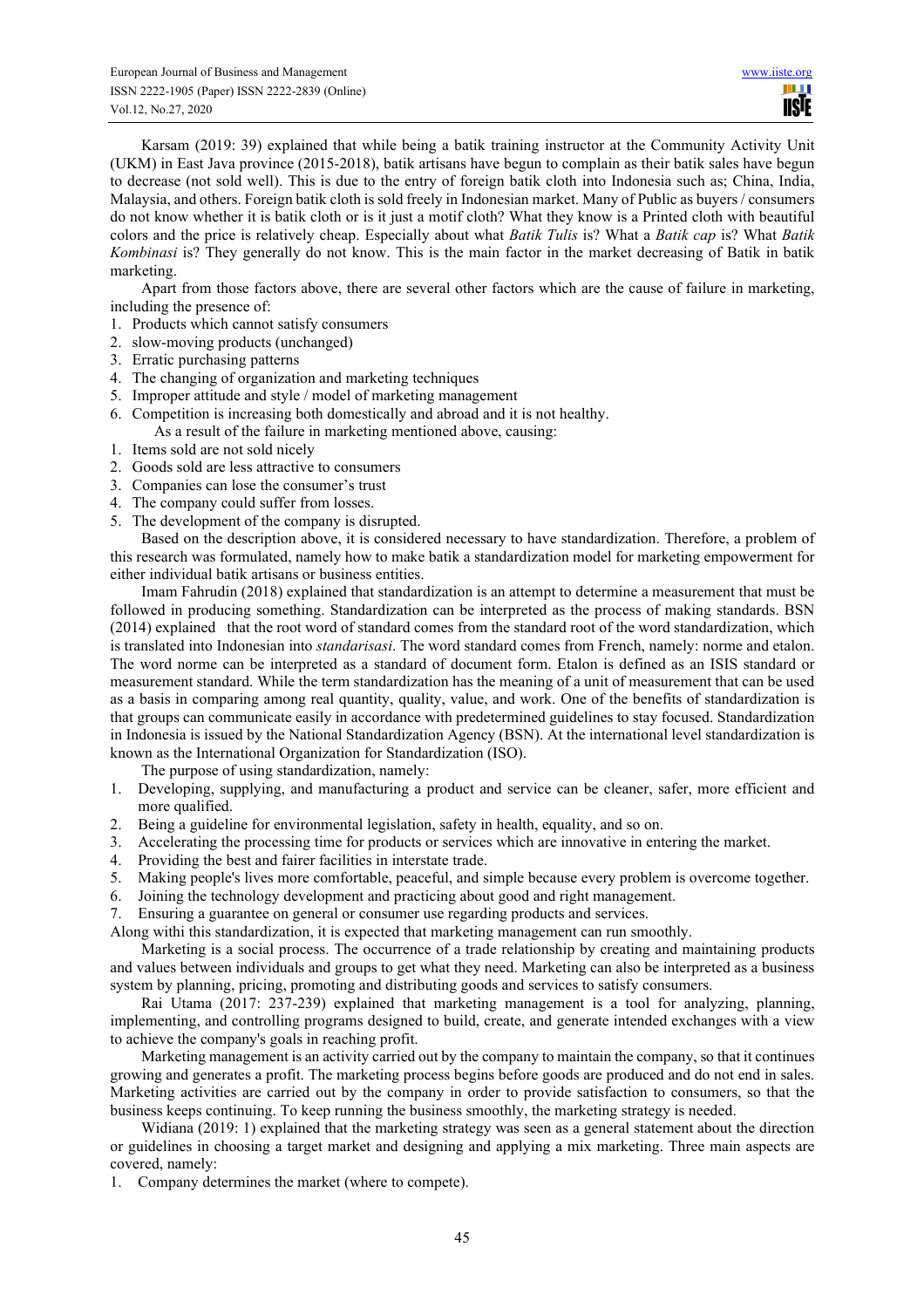Karsam (2019: 39) explained that while being a batik training instructor at the Community Activity Unit (UKM) in East Java province (2015-2018), batik artisans have begun to complain as their batik sales have begun to decrease (not sold well). This is due to the entry of foreign batik cloth into Indonesia such as; China, India, Malaysia, and others. Foreign batik cloth is sold freely in Indonesian market. Many of Public as buyers / consumers do not know whether it is batik cloth or is it just a motif cloth? What they know is a Printed cloth with beautiful colors and the price is relatively cheap. Especially about what *Batik Tulis* is? What a *Batik cap* is? What *Batik Kombinasi* is? They generally do not know. This is the main factor in the market decreasing of Batik in batik marketing.

Apart from those factors above, there are several other factors which are the cause of failure in marketing, including the presence of:

1. Products which cannot satisfy consumers
2. slow-moving products (unchanged)
3. Erratic purchasing patterns
4. The changing of organization and marketing techniques
5. Improper attitude and style / model of marketing management
6. Competition is increasing both domestically and abroad and it is not healthy.

As a result of the failure in marketing mentioned above, causing:

1. Items sold are not sold nicely
2. Goods sold are less attractive to consumers
3. Companies can lose the consumer's trust
4. The company could suffer from losses.
5. The development of the company is disrupted.

Based on the description above, it is considered necessary to have standardization. Therefore, a problem of this research was formulated, namely how to make batik a standardization model for marketing empowerment for either individual batik artisans or business entities.

Imam Fahrudin (2018) explained that standardization is an attempt to determine a measurement that must be followed in producing something. Standardization can be interpreted as the process of making standards. BSN (2014) explained that the root word of standard comes from the standard root of the word standardization, which is translated into Indonesian into *standarisasi*. The word standard comes from French, namely: norme and etalon. The word norme can be interpreted as a standard of document form. Etalon is defined as an ISIS standard or measurement standard. While the term standardization has the meaning of a unit of measurement that can be used as a basis in comparing among real quantity, quality, value, and work. One of the benefits of standardization is that groups can communicate easily in accordance with predetermined guidelines to stay focused. Standardization in Indonesia is issued by the National Standardization Agency (BSN). At the international level standardization is known as the International Organization for Standardization (ISO).

The purpose of using standardization, namely:

1. Developing, supplying, and manufacturing a product and service can be cleaner, safer, more efficient and more qualified.
2. Being a guideline for environmental legislation, safety in health, equality, and so on.
3. Accelerating the processing time for products or services which are innovative in entering the market.
4. Providing the best and fairer facilities in interstate trade.
5. Making people's lives more comfortable, peaceful, and simple because every problem is overcome together.
6. Joining the technology development and practicing about good and right management.
7. Ensuring a guarantee on general or consumer use regarding products and services.

Along withi this standardization, it is expected that marketing management can run smoothly.

Marketing is a social process. The occurrence of a trade relationship by creating and maintaining products and values between individuals and groups to get what they need. Marketing can also be interpreted as a business system by planning, pricing, promoting and distributing goods and services to satisfy consumers.

Rai Utama (2017: 237-239) explained that marketing management is a tool for analyzing, planning, implementing, and controlling programs designed to build, create, and generate intended exchanges with a view to achieve the company's goals in reaching profit.

Marketing management is an activity carried out by the company to maintain the company, so that it continues growing and generates a profit. The marketing process begins before goods are produced and do not end in sales. Marketing activities are carried out by the company in order to provide satisfaction to consumers, so that the business keeps continuing. To keep running the business smoothly, the marketing strategy is needed.

Widiana (2019: 1) explained that the marketing strategy was seen as a general statement about the direction or guidelines in choosing a target market and designing and applying a mix marketing. Three main aspects are covered, namely:

1. Company determines the market (where to compete).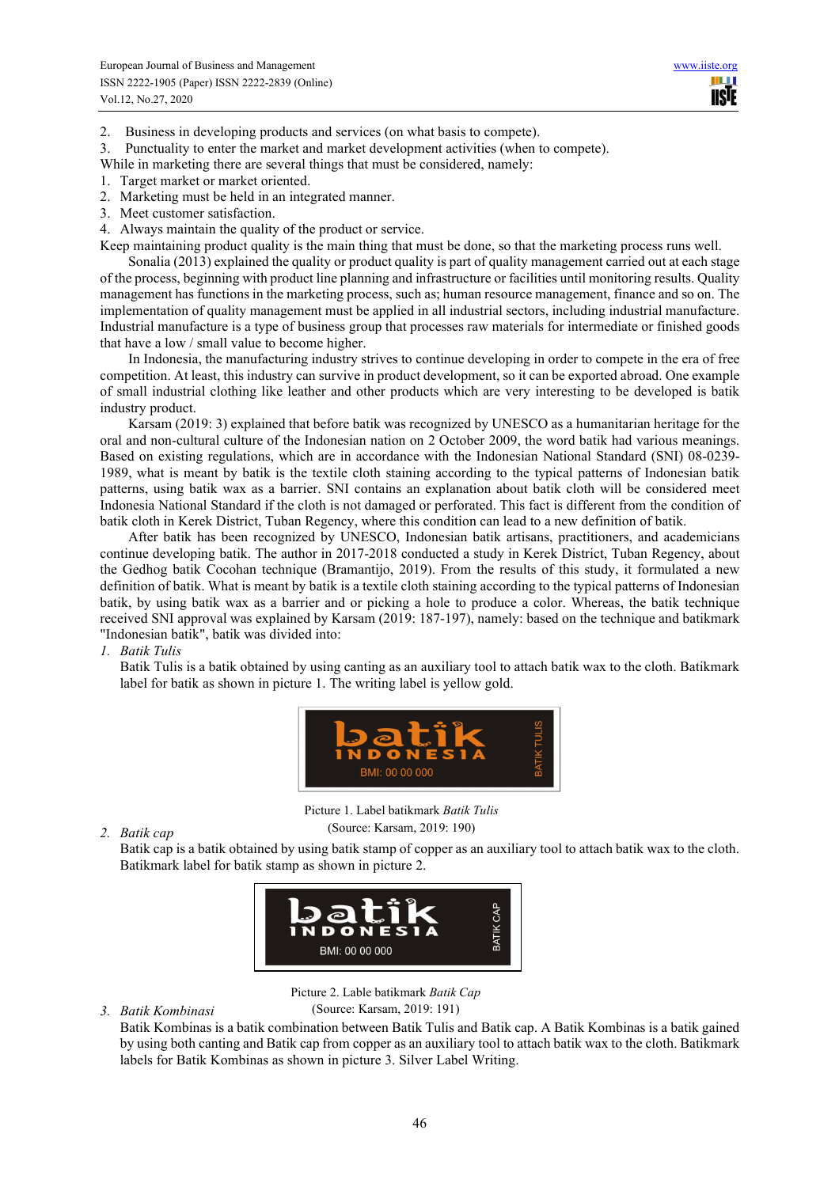2. Business in developing products and services (on what basis to compete).
3. Punctuality to enter the market and market development activities (when to compete).

While in marketing there are several things that must be considered, namely:

1. Target market or market oriented.
2. Marketing must be held in an integrated manner.
3. Meet customer satisfaction.
4. Always maintain the quality of the product or service.

Keep maintaining product quality is the main thing that must be done, so that the marketing process runs well.

Sonalia (2013) explained the quality or product quality is part of quality management carried out at each stage of the process, beginning with product line planning and infrastructure or facilities until monitoring results. Quality management has functions in the marketing process, such as; human resource management, finance and so on. The implementation of quality management must be applied in all industrial sectors, including industrial manufacture. Industrial manufacture is a type of business group that processes raw materials for intermediate or finished goods that have a low / small value to become higher.

In Indonesia, the manufacturing industry strives to continue developing in order to compete in the era of free competition. At least, this industry can survive in product development, so it can be exported abroad. One example of small industrial clothing like leather and other products which are very interesting to be developed is batik industry product.

Karsam (2019: 3) explained that before batik was recognized by UNESCO as a humanitarian heritage for the oral and non-cultural culture of the Indonesian nation on 2 October 2009, the word batik had various meanings. Based on existing regulations, which are in accordance with the Indonesian National Standard (SNI) 08-0239-1989, what is meant by batik is the textile cloth staining according to the typical patterns of Indonesian batik patterns, using batik wax as a barrier. SNI contains an explanation about batik cloth will be considered meet Indonesia National Standard if the cloth is not damaged or perforated. This fact is different from the condition of batik cloth in Kerek District, Tuban Regency, where this condition can lead to a new definition of batik.

After batik has been recognized by UNESCO, Indonesian batik artisans, practitioners, and academicians continue developing batik. The author in 2017-2018 conducted a study in Kerek District, Tuban Regency, about the Gedhog batik Cocohan technique (Bramantijo, 2019). From the results of this study, it formulated a new definition of batik. What is meant by batik is a textile cloth staining according to the typical patterns of Indonesian batik, by using batik wax as a barrier and or picking a hole to produce a color. Whereas, the batik technique received SNI approval was explained by Karsam (2019: 187-197), namely: based on the technique and batikmark "Indonesian batik", batik was divided into:

1. *Batik Tulis*

   Batik Tulis is a batik obtained by using canting as an auxiliary tool to attach batik wax to the cloth. Batikmark label for batik as shown in picture 1. The writing label is yellow gold.

   batik INDONESIA BMI: 00 00 000 BATIK TULIS

   Picture 1. Label batikmark *Batik Tulis*
   (Source: Karsam, 2019: 190)

2. *Batik cap*

   Batik cap is a batik obtained by using batik stamp of copper as an auxiliary tool to attach batik wax to the cloth. Batikmark label for batik stamp as shown in picture 2.

   batik INDONESIA BMI: 00 00 000 BATIK CAP

   Picture 2. Lable batikmark *Batik Cap*
   (Source: Karsam, 2019: 191)

3. *Batik Kombinasi*

   Batik Kombinas is a batik combination between Batik Tulis and Batik cap. A Batik Kombinas is a batik gained by using both canting and Batik cap from copper as an auxiliary tool to attach batik wax to the cloth. Batikmark labels for Batik Kombinas as shown in picture 3. Silver Label Writing.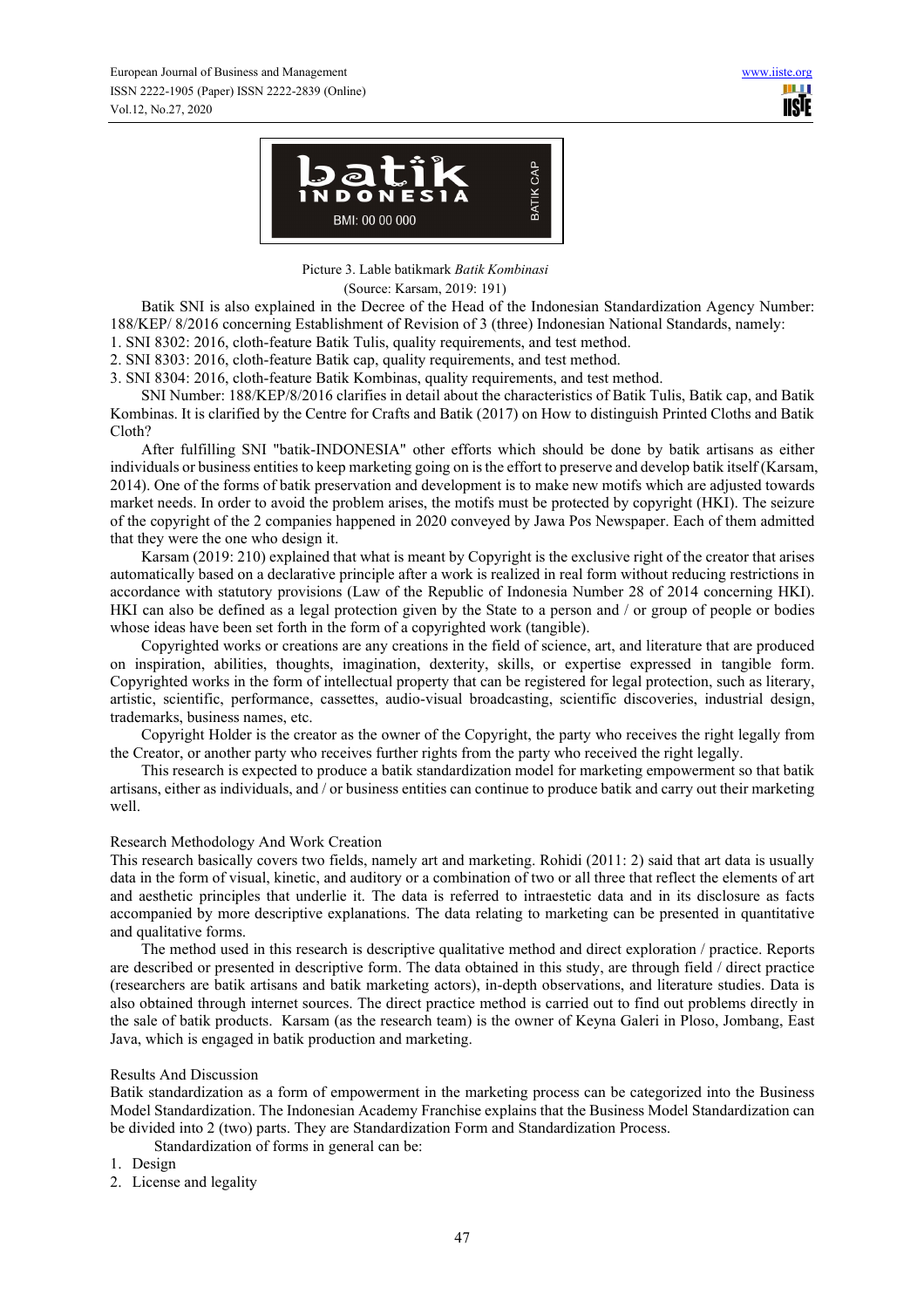Picture 3. Lable batikmark *Batik Kombinasi*

(Source: Karsam, 2019: 191)

Batik SNI is also explained in the Decree of the Head of the Indonesian Standardization Agency Number: 188/KEP/ 8/2016 concerning Establishment of Revision of 3 (three) Indonesian National Standards, namely:

1. SNI 8302: 2016, cloth-feature Batik Tulis, quality requirements, and test method.
2. SNI 8303: 2016, cloth-feature Batik cap, quality requirements, and test method.
3. SNI 8304: 2016, cloth-feature Batik Kombinas, quality requirements, and test method.

SNI Number: 188/KEP/8/2016 clarifies in detail about the characteristics of Batik Tulis, Batik cap, and Batik Kombinas. It is clarified by the Centre for Crafts and Batik (2017) on How to distinguish Printed Cloths and Batik Cloth?

After fulfilling SNI "batik-INDONESIA" other efforts which should be done by batik artisans as either individuals or business entities to keep marketing going on is the effort to preserve and develop batik itself (Karsam, 2014). One of the forms of batik preservation and development is to make new motifs which are adjusted towards market needs. In order to avoid the problem arises, the motifs must be protected by copyright (HKI). The seizure of the copyright of the 2 companies happened in 2020 conveyed by Jawa Pos Newspaper. Each of them admitted that they were the one who design it.

Karsam (2019: 210) explained that what is meant by Copyright is the exclusive right of the creator that arises automatically based on a declarative principle after a work is realized in real form without reducing restrictions in accordance with statutory provisions (Law of the Republic of Indonesia Number 28 of 2014 concerning HKI). HKI can also be defined as a legal protection given by the State to a person and / or group of people or bodies whose ideas have been set forth in the form of a copyrighted work (tangible).

Copyrighted works or creations are any creations in the field of science, art, and literature that are produced on inspiration, abilities, thoughts, imagination, dexterity, skills, or expertise expressed in tangible form. Copyrighted works in the form of intellectual property that can be registered for legal protection, such as literary, artistic, scientific, performance, cassettes, audio-visual broadcasting, scientific discoveries, industrial design, trademarks, business names, etc.

Copyright Holder is the creator as the owner of the Copyright, the party who receives the right legally from the Creator, or another party who receives further rights from the party who received the right legally.

This research is expected to produce a batik standardization model for marketing empowerment so that batik artisans, either as individuals, and / or business entities can continue to produce batik and carry out their marketing well.

## Research Methodology And Work Creation

This research basically covers two fields, namely art and marketing. Rohidi (2011: 2) said that art data is usually data in the form of visual, kinetic, and auditory or a combination of two or all three that reflect the elements of art and aesthetic principles that underlie it. The data is referred to intraestetic data and in its disclosure as facts accompanied by more descriptive explanations. The data relating to marketing can be presented in quantitative and qualitative forms.

The method used in this research is descriptive qualitative method and direct exploration / practice. Reports are described or presented in descriptive form. The data obtained in this study, are through field / direct practice (researchers are batik artisans and batik marketing actors), in-depth observations, and literature studies. Data is also obtained through internet sources. The direct practice method is carried out to find out problems directly in the sale of batik products. Karsam (as the research team) is the owner of Keyna Galeri in Ploso, Jombang, East Java, which is engaged in batik production and marketing.

## Results And Discussion

Batik standardization as a form of empowerment in the marketing process can be categorized into the Business Model Standardization. The Indonesian Academy Franchise explains that the Business Model Standardization can be divided into 2 (two) parts. They are Standardization Form and Standardization Process.

Standardization of forms in general can be:

1. Design
2. License and legality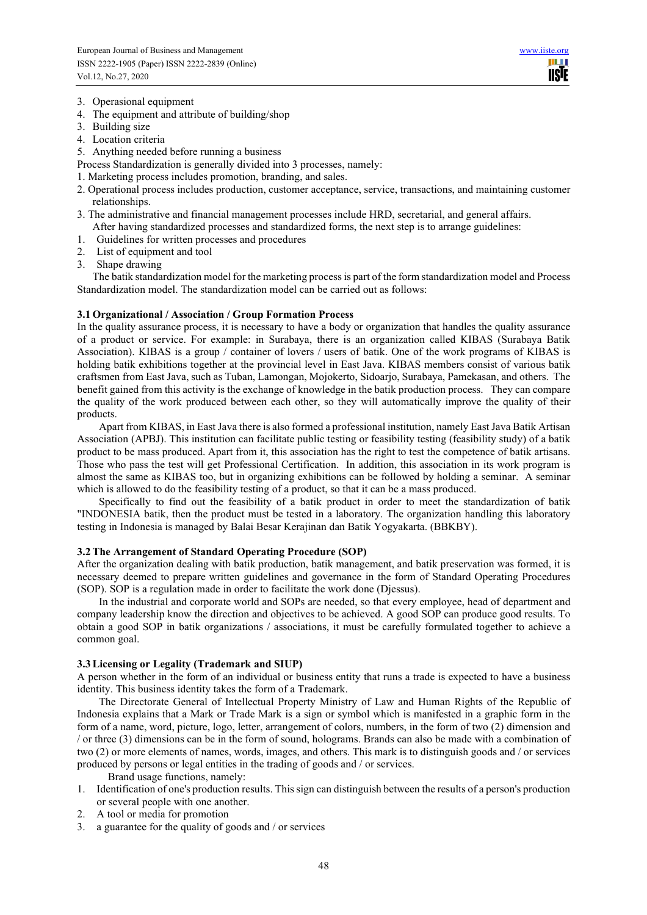3. Operasional equipment
4. The equipment and attribute of building/shop
3. Building size
4. Location criteria
5. Anything needed before running a business

Process Standardization is generally divided into 3 processes, namely:

1. Marketing process includes promotion, branding, and sales.
2. Operational process includes production, customer acceptance, service, transactions, and maintaining customer relationships.
3. The administrative and financial management processes include HRD, secretarial, and general affairs.

After having standardized processes and standardized forms, the next step is to arrange guidelines:

1. Guidelines for written processes and procedures
2. List of equipment and tool
3. Shape drawing

The batik standardization model for the marketing process is part of the form standardization model and Process Standardization model. The standardization model can be carried out as follows:

### 3.1 Organizational / Association / Group Formation Process

In the quality assurance process, it is necessary to have a body or organization that handles the quality assurance of a product or service. For example: in Surabaya, there is an organization called KIBAS (Surabaya Batik Association). KIBAS is a group / container of lovers / users of batik. One of the work programs of KIBAS is holding batik exhibitions together at the provincial level in East Java. KIBAS members consist of various batik craftsmen from East Java, such as Tuban, Lamongan, Mojokerto, Sidoarjo, Surabaya, Pamekasan, and others. The benefit gained from this activity is the exchange of knowledge in the batik production process. They can compare the quality of the work produced between each other, so they will automatically improve the quality of their products.

Apart from KIBAS, in East Java there is also formed a professional institution, namely East Java Batik Artisan Association (APBJ). This institution can facilitate public testing or feasibility testing (feasibility study) of a batik product to be mass produced. Apart from it, this association has the right to test the competence of batik artisans. Those who pass the test will get Professional Certification. In addition, this association in its work program is almost the same as KIBAS too, but in organizing exhibitions can be followed by holding a seminar. A seminar which is allowed to do the feasibility testing of a product, so that it can be a mass produced.

Specifically to find out the feasibility of a batik product in order to meet the standardization of batik "INDONESIA batik, then the product must be tested in a laboratory. The organization handling this laboratory testing in Indonesia is managed by Balai Besar Kerajinan dan Batik Yogyakarta. (BBKBY).

### 3.2 The Arrangement of Standard Operating Procedure (SOP)

After the organization dealing with batik production, batik management, and batik preservation was formed, it is necessary deemed to prepare written guidelines and governance in the form of Standard Operating Procedures (SOP). SOP is a regulation made in order to facilitate the work done (Djessus).

In the industrial and corporate world and SOPs are needed, so that every employee, head of department and company leadership know the direction and objectives to be achieved. A good SOP can produce good results. To obtain a good SOP in batik organizations / associations, it must be carefully formulated together to achieve a common goal.

### 3.3 Licensing or Legality (Trademark and SIUP)

A person whether in the form of an individual or business entity that runs a trade is expected to have a business identity. This business identity takes the form of a Trademark.

The Directorate General of Intellectual Property Ministry of Law and Human Rights of the Republic of Indonesia explains that a Mark or Trade Mark is a sign or symbol which is manifested in a graphic form in the form of a name, word, picture, logo, letter, arrangement of colors, numbers, in the form of two (2) dimension and / or three (3) dimensions can be in the form of sound, holograms. Brands can also be made with a combination of two (2) or more elements of names, words, images, and others. This mark is to distinguish goods and / or services produced by persons or legal entities in the trading of goods and / or services.

Brand usage functions, namely:

1. Identification of one's production results. This sign can distinguish between the results of a person's production or several people with one another.
2. A tool or media for promotion
3. a guarantee for the quality of goods and / or services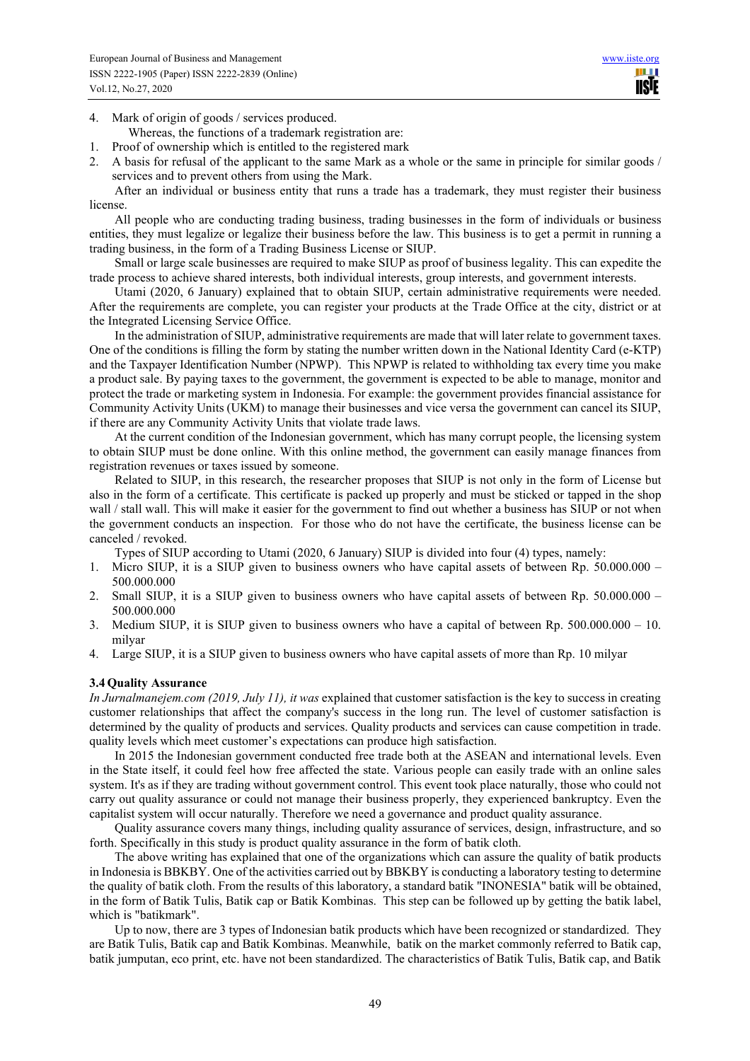4. Mark of origin of goods / services produced.

Whereas, the functions of a trademark registration are:

1. Proof of ownership which is entitled to the registered mark
2. A basis for refusal of the applicant to the same Mark as a whole or the same in principle for similar goods / services and to prevent others from using the Mark.

After an individual or business entity that runs a trade has a trademark, they must register their business license.

All people who are conducting trading business, trading businesses in the form of individuals or business entities, they must legalize or legalize their business before the law. This business is to get a permit in running a trading business, in the form of a Trading Business License or SIUP.

Small or large scale businesses are required to make SIUP as proof of business legality. This can expedite the trade process to achieve shared interests, both individual interests, group interests, and government interests.

Utami (2020, 6 January) explained that to obtain SIUP, certain administrative requirements were needed. After the requirements are complete, you can register your products at the Trade Office at the city, district or at the Integrated Licensing Service Office.

In the administration of SIUP, administrative requirements are made that will later relate to government taxes. One of the conditions is filling the form by stating the number written down in the National Identity Card (e-KTP) and the Taxpayer Identification Number (NPWP). This NPWP is related to withholding tax every time you make a product sale. By paying taxes to the government, the government is expected to be able to manage, monitor and protect the trade or marketing system in Indonesia. For example: the government provides financial assistance for Community Activity Units (UKM) to manage their businesses and vice versa the government can cancel its SIUP, if there are any Community Activity Units that violate trade laws.

At the current condition of the Indonesian government, which has many corrupt people, the licensing system to obtain SIUP must be done online. With this online method, the government can easily manage finances from registration revenues or taxes issued by someone.

Related to SIUP, in this research, the researcher proposes that SIUP is not only in the form of License but also in the form of a certificate. This certificate is packed up properly and must be sticked or tapped in the shop wall / stall wall. This will make it easier for the government to find out whether a business has SIUP or not when the government conducts an inspection. For those who do not have the certificate, the business license can be canceled / revoked.

Types of SIUP according to Utami (2020, 6 January) SIUP is divided into four (4) types, namely:

1. Micro SIUP, it is a SIUP given to business owners who have capital assets of between Rp. 50.000.000 – 500.000.000
2. Small SIUP, it is a SIUP given to business owners who have capital assets of between Rp. 50.000.000 – 500.000.000
3. Medium SIUP, it is SIUP given to business owners who have a capital of between Rp. 500.000.000 – 10. milyar
4. Large SIUP, it is a SIUP given to business owners who have capital assets of more than Rp. 10 milyar

### 3.4 Quality Assurance

*In Jurnalmanejem.com (2019, July 11), it was* explained that customer satisfaction is the key to success in creating customer relationships that affect the company's success in the long run. The level of customer satisfaction is determined by the quality of products and services. Quality products and services can cause competition in trade. quality levels which meet customer's expectations can produce high satisfaction.

In 2015 the Indonesian government conducted free trade both at the ASEAN and international levels. Even in the State itself, it could feel how free affected the state. Various people can easily trade with an online sales system. It's as if they are trading without government control. This event took place naturally, those who could not carry out quality assurance or could not manage their business properly, they experienced bankruptcy. Even the capitalist system will occur naturally. Therefore we need a governance and product quality assurance.

Quality assurance covers many things, including quality assurance of services, design, infrastructure, and so forth. Specifically in this study is product quality assurance in the form of batik cloth.

The above writing has explained that one of the organizations which can assure the quality of batik products in Indonesia is BBKBY. One of the activities carried out by BBKBY is conducting a laboratory testing to determine the quality of batik cloth. From the results of this laboratory, a standard batik "INONESIA" batik will be obtained, in the form of Batik Tulis, Batik cap or Batik Kombinas. This step can be followed up by getting the batik label, which is "batikmark".

Up to now, there are 3 types of Indonesian batik products which have been recognized or standardized. They are Batik Tulis, Batik cap and Batik Kombinas. Meanwhile, batik on the market commonly referred to Batik cap, batik jumputan, eco print, etc. have not been standardized. The characteristics of Batik Tulis, Batik cap, and Batik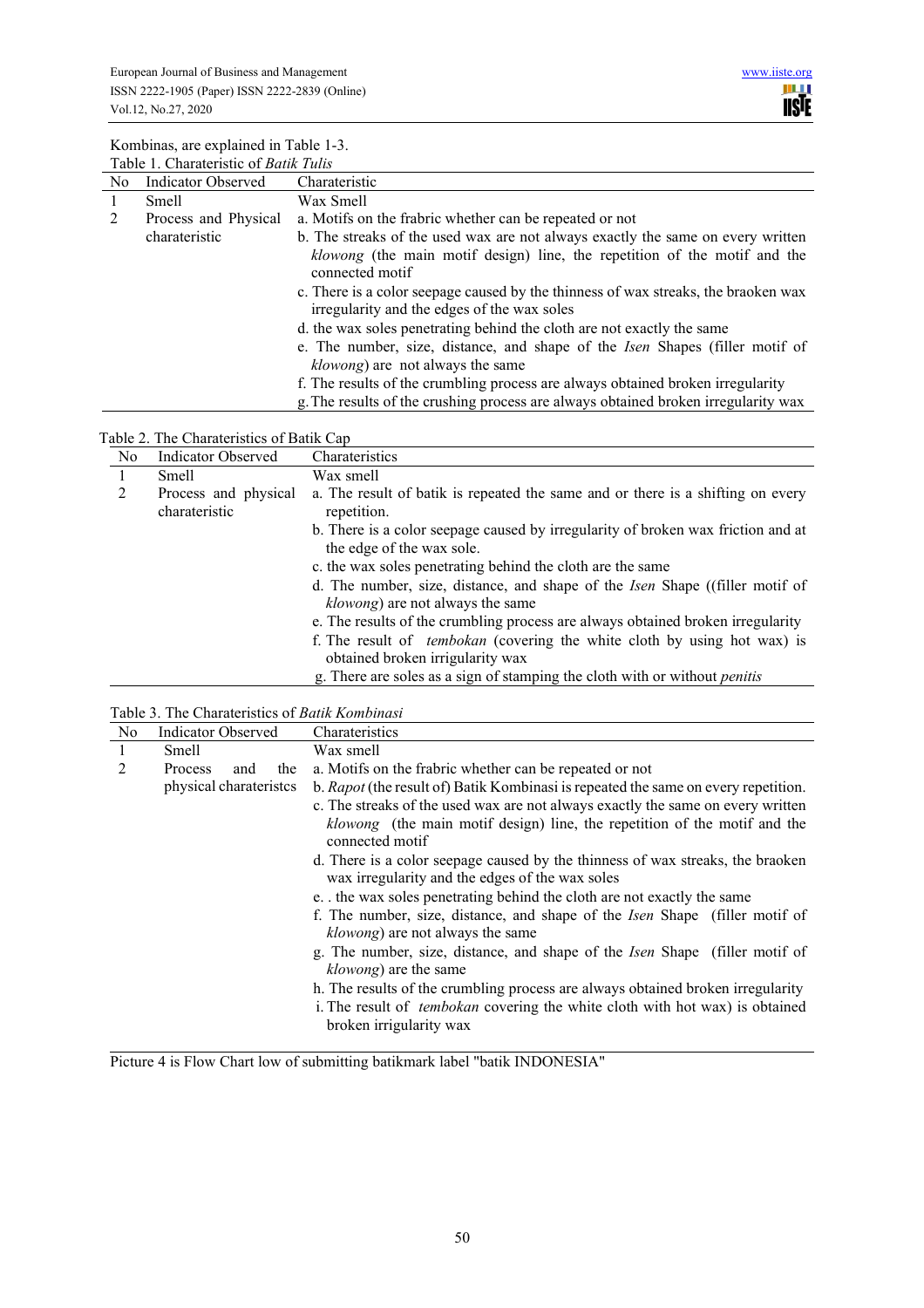Kombinas, are explained in Table 1-3.

Table 1. Charateristic of *Batik Tulis*

| No | Indicator Observed | Charateristic |
|---|---|---|
| 1 | Smell | Wax Smell |
| 2 | Process and Physical charateristic | a. Motifs on the frabric whether can be repeated or not<br>b. The streaks of the used wax are not always exactly the same on every written *klowong* (the main motif design) line, the repetition of the motif and the connected motif<br>c. There is a color seepage caused by the thinness of wax streaks, the braoken wax irregularity and the edges of the wax soles<br>d. the wax soles penetrating behind the cloth are not exactly the same<br>e. The number, size, distance, and shape of the *Isen* Shapes (filler motif of *klowong*) are not always the same<br>f. The results of the crumbling process are always obtained broken irregularity<br>g. The results of the crushing process are always obtained broken irregularity wax |

Table 2. The Charateristics of Batik Cap

| No | Indicator Observed | Charateristics |
|---|---|---|
| 1 | Smell | Wax smell |
| 2 | Process and physical charateristic | a. The result of batik is repeated the same and or there is a shifting on every repetition.<br>b. There is a color seepage caused by irregularity of broken wax friction and at the edge of the wax sole.<br>c. the wax soles penetrating behind the cloth are the same<br>d. The number, size, distance, and shape of the *Isen* Shape ((filler motif of *klowong*) are not always the same<br>e. The results of the crumbling process are always obtained broken irregularity<br>f. The result of *tembokan* (covering the white cloth by using hot wax) is obtained broken irrigularity wax<br>g. There are soles as a sign of stamping the cloth with or without *penitis* |

Table 3. The Charateristics of *Batik Kombinasi*

| No | Indicator Observed | Charateristics |
|---|---|---|
| 1 | Smell | Wax smell |
| 2 | Process and the physical charateristcs | a. Motifs on the frabric whether can be repeated or not<br>b. *Rapot* (the result of) Batik Kombinasi is repeated the same on every repetition.<br>c. The streaks of the used wax are not always exactly the same on every written *klowong* (the main motif design) line, the repetition of the motif and the connected motif<br>d. There is a color seepage caused by the thinness of wax streaks, the braoken wax irregularity and the edges of the wax soles<br>e. . the wax soles penetrating behind the cloth are not exactly the same<br>f. The number, size, distance, and shape of the *Isen* Shape (filler motif of *klowong*) are not always the same<br>g. The number, size, distance, and shape of the *Isen* Shape (filler motif of *klowong*) are the same<br>h. The results of the crumbling process are always obtained broken irregularity<br>i. The result of *tembokan* covering the white cloth with hot wax) is obtained broken irrigularity wax |

Picture 4 is Flow Chart low of submitting batikmark label "batik INDONESIA"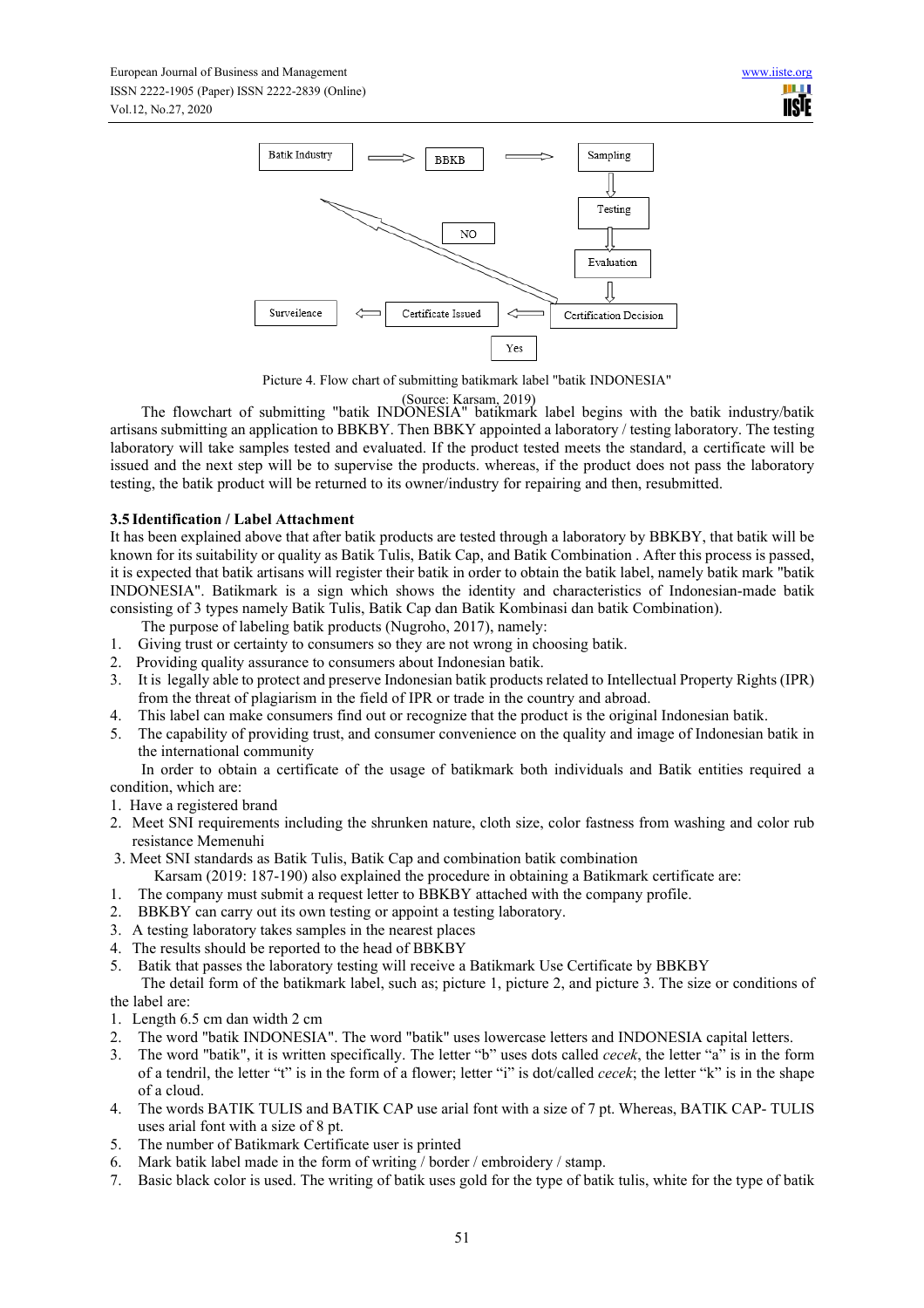Picture 4. Flow chart of submitting batikmark label "batik INDONESIA"

(Source: Karsam, 2019)

The flowchart of submitting "batik INDONESIA" batikmark label begins with the batik industry/batik artisans submitting an application to BBKBY. Then BBKY appointed a laboratory / testing laboratory. The testing laboratory will take samples tested and evaluated. If the product tested meets the standard, a certificate will be issued and the next step will be to supervise the products. whereas, if the product does not pass the laboratory testing, the batik product will be returned to its owner/industry for repairing and then, resubmitted.

### 3.5 Identification / Label Attachment

It has been explained above that after batik products are tested through a laboratory by BBKBY, that batik will be known for its suitability or quality as Batik Tulis, Batik Cap, and Batik Combination . After this process is passed, it is expected that batik artisans will register their batik in order to obtain the batik label, namely batik mark "batik INDONESIA". Batikmark is a sign which shows the identity and characteristics of Indonesian-made batik consisting of 3 types namely Batik Tulis, Batik Cap dan Batik Kombinasi dan batik Combination).

The purpose of labeling batik products (Nugroho, 2017), namely:

1. Giving trust or certainty to consumers so they are not wrong in choosing batik.
2. Providing quality assurance to consumers about Indonesian batik.
3. It is legally able to protect and preserve Indonesian batik products related to Intellectual Property Rights (IPR) from the threat of plagiarism in the field of IPR or trade in the country and abroad.
4. This label can make consumers find out or recognize that the product is the original Indonesian batik.
5. The capability of providing trust, and consumer convenience on the quality and image of Indonesian batik in the international community

In order to obtain a certificate of the usage of batikmark both individuals and Batik entities required a condition, which are:

1. Have a registered brand
2. Meet SNI requirements including the shrunken nature, cloth size, color fastness from washing and color rub resistance Memenuhi
3. Meet SNI standards as Batik Tulis, Batik Cap and combination batik combination

Karsam (2019: 187-190) also explained the procedure in obtaining a Batikmark certificate are:

1. The company must submit a request letter to BBKBY attached with the company profile.
2. BBKBY can carry out its own testing or appoint a testing laboratory.
3. A testing laboratory takes samples in the nearest places
4. The results should be reported to the head of BBKBY
5. Batik that passes the laboratory testing will receive a Batikmark Use Certificate by BBKBY

The detail form of the batikmark label, such as; picture 1, picture 2, and picture 3. The size or conditions of the label are:

1. Length 6.5 cm dan width 2 cm
2. The word "batik INDONESIA". The word "batik" uses lowercase letters and INDONESIA capital letters.
3. The word "batik", it is written specifically. The letter "b" uses dots called *cecek*, the letter "a" is in the form of a tendril, the letter "t" is in the form of a flower; letter "i" is dot/called *cecek*; the letter "k" is in the shape of a cloud.
4. The words BATIK TULIS and BATIK CAP use arial font with a size of 7 pt. Whereas, BATIK CAP- TULIS uses arial font with a size of 8 pt.
5. The number of Batikmark Certificate user is printed
6. Mark batik label made in the form of writing / border / embroidery / stamp.
7. Basic black color is used. The writing of batik uses gold for the type of batik tulis, white for the type of batik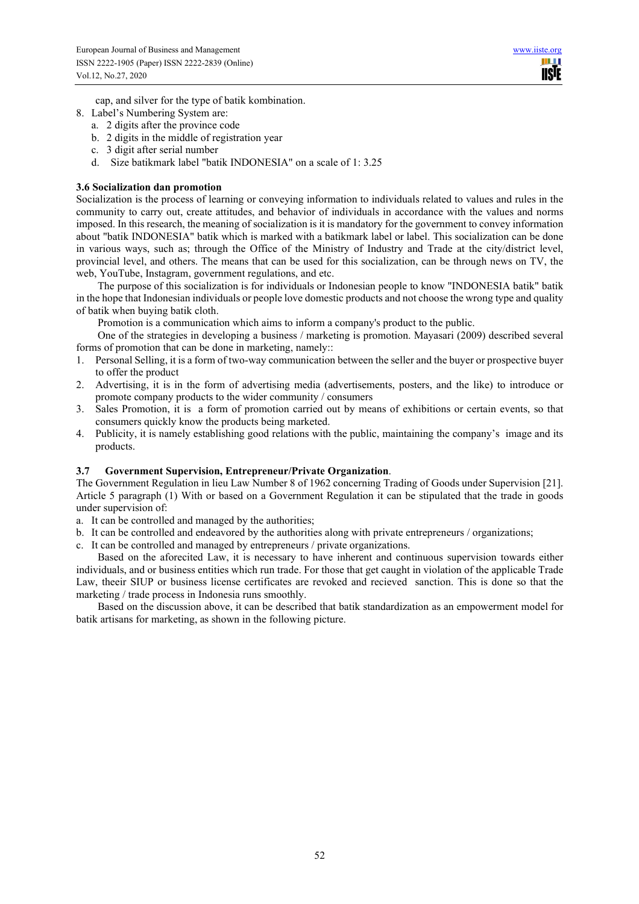cap, and silver for the type of batik kombination.

8. Label's Numbering System are:
   a. 2 digits after the province code
   b. 2 digits in the middle of registration year
   c. 3 digit after serial number
   d. Size batikmark label "batik INDONESIA" on a scale of 1: 3.25

### 3.6 Socialization dan promotion

Socialization is the process of learning or conveying information to individuals related to values and rules in the community to carry out, create attitudes, and behavior of individuals in accordance with the values and norms imposed. In this research, the meaning of socialization is it is mandatory for the government to convey information about "batik INDONESIA" batik which is marked with a batikmark label or label. This socialization can be done in various ways, such as; through the Office of the Ministry of Industry and Trade at the city/district level, provincial level, and others. The means that can be used for this socialization, can be through news on TV, the web, YouTube, Instagram, government regulations, and etc.

The purpose of this socialization is for individuals or Indonesian people to know "INDONESIA batik" batik in the hope that Indonesian individuals or people love domestic products and not choose the wrong type and quality of batik when buying batik cloth.

Promotion is a communication which aims to inform a company's product to the public.

One of the strategies in developing a business / marketing is promotion. Mayasari (2009) described several forms of promotion that can be done in marketing, namely::

1. Personal Selling, it is a form of two-way communication between the seller and the buyer or prospective buyer to offer the product
2. Advertising, it is in the form of advertising media (advertisements, posters, and the like) to introduce or promote company products to the wider community / consumers
3. Sales Promotion, it is a form of promotion carried out by means of exhibitions or certain events, so that consumers quickly know the products being marketed.
4. Publicity, it is namely establishing good relations with the public, maintaining the company's image and its products.

### 3.7 Government Supervision, Entrepreneur/Private Organization.

The Government Regulation in lieu Law Number 8 of 1962 concerning Trading of Goods under Supervision [21]. Article 5 paragraph (1) With or based on a Government Regulation it can be stipulated that the trade in goods under supervision of:

a. It can be controlled and managed by the authorities;
b. It can be controlled and endeavored by the authorities along with private entrepreneurs / organizations;
c. It can be controlled and managed by entrepreneurs / private organizations.

Based on the aforecited Law, it is necessary to have inherent and continuous supervision towards either individuals, and or business entities which run trade. For those that get caught in violation of the applicable Trade Law, theeir SIUP or business license certificates are revoked and recieved sanction. This is done so that the marketing / trade process in Indonesia runs smoothly.

Based on the discussion above, it can be described that batik standardization as an empowerment model for batik artisans for marketing, as shown in the following picture.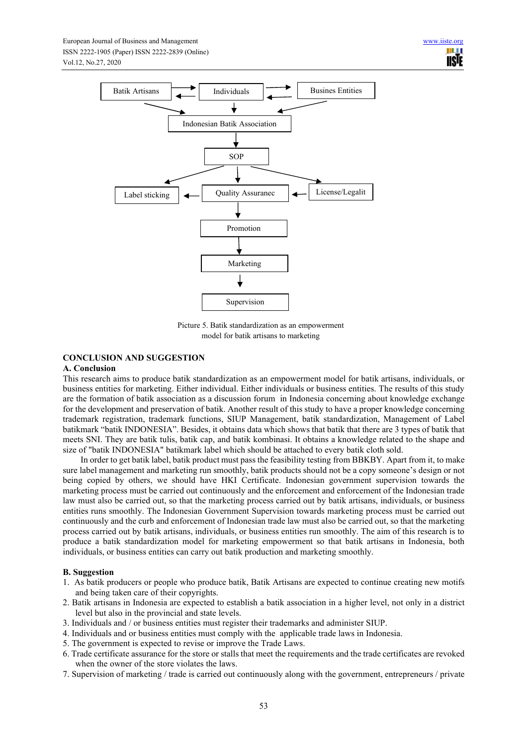Batik Artisans

Individuals

Busines Entities

Indonesian Batik Association

SOP

Label sticking

Quality Assuranec

License/Legalit

Promotion

Marketing

Supervision

Picture 5. Batik standardization as an empowerment model for batik artisans to marketing

## CONCLUSION AND SUGGESTION

### A. Conclusion

This research aims to produce batik standardization as an empowerment model for batik artisans, individuals, or business entities for marketing. Either individual. Either individuals or business entities. The results of this study are the formation of batik association as a discussion forum in Indonesia concerning about knowledge exchange for the development and preservation of batik. Another result of this study to have a proper knowledge concerning trademark registration, trademark functions, SIUP Management, batik standardization, Management of Label batikmark "batik INDONESIA". Besides, it obtains data which shows that batik that there are 3 types of batik that meets SNI. They are batik tulis, batik cap, and batik kombinasi. It obtains a knowledge related to the shape and size of "batik INDONESIA" batikmark label which should be attached to every batik cloth sold.

In order to get batik label, batik product must pass the feasibility testing from BBKBY. Apart from it, to make sure label management and marketing run smoothly, batik products should not be a copy someone's design or not being copied by others, we should have HKI Certificate. Indonesian government supervision towards the marketing process must be carried out continuously and the enforcement and enforcement of the Indonesian trade law must also be carried out, so that the marketing process carried out by batik artisans, individuals, or business entities runs smoothly. The Indonesian Government Supervision towards marketing process must be carried out continuously and the curb and enforcement of Indonesian trade law must also be carried out, so that the marketing process carried out by batik artisans, individuals, or business entities run smoothly. The aim of this research is to produce a batik standardization model for marketing empowerment so that batik artisans in Indonesia, both individuals, or business entities can carry out batik production and marketing smoothly.

### B. Suggestion

1. As batik producers or people who produce batik, Batik Artisans are expected to continue creating new motifs and being taken care of their copyrights.
2. Batik artisans in Indonesia are expected to establish a batik association in a higher level, not only in a district level but also in the provincial and state levels.
3. Individuals and / or business entities must register their trademarks and administer SIUP.
4. Individuals and or business entities must comply with the applicable trade laws in Indonesia.
5. The government is expected to revise or improve the Trade Laws.
6. Trade certificate assurance for the store or stalls that meet the requirements and the trade certificates are revoked when the owner of the store violates the laws.
7. Supervision of marketing / trade is carried out continuously along with the government, entrepreneurs / private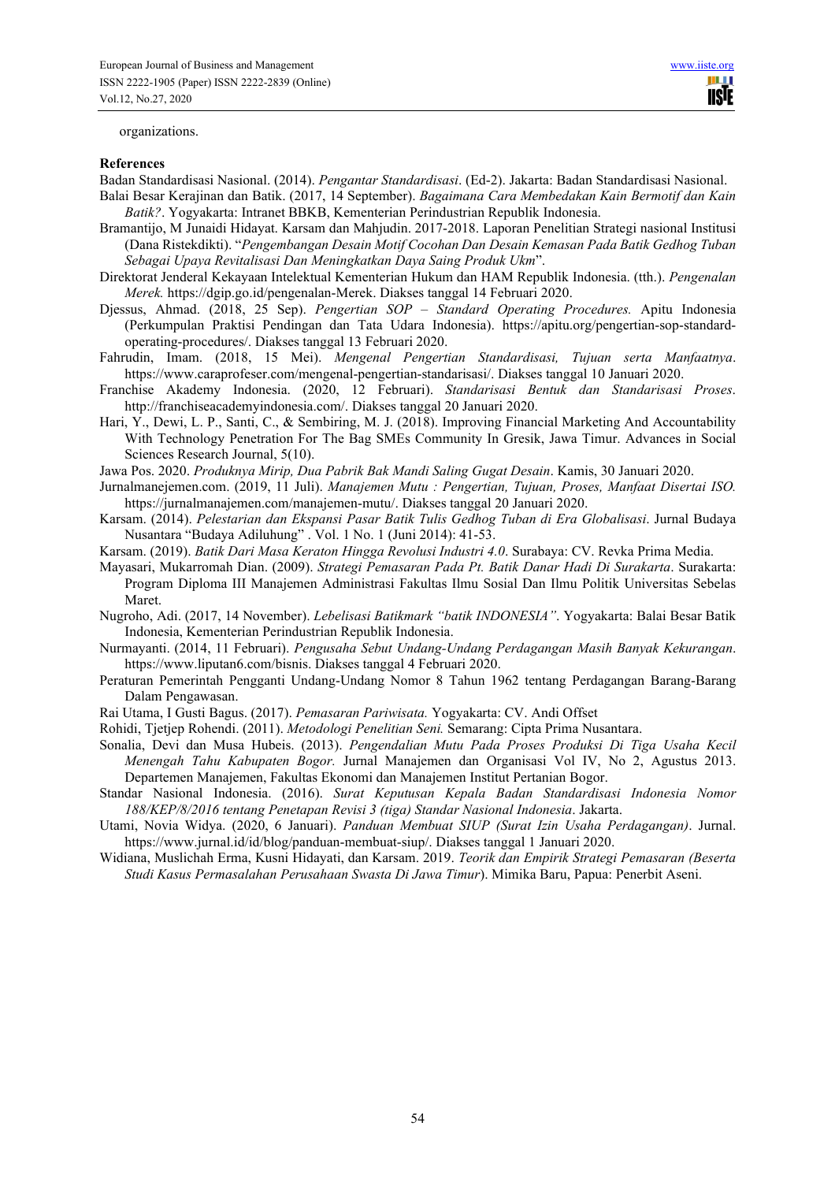organizations.

**References**

Badan Standardisasi Nasional. (2014). *Pengantar Standardisasi*. (Ed-2). Jakarta: Badan Standardisasi Nasional.

Balai Besar Kerajinan dan Batik. (2017, 14 September). *Bagaimana Cara Membedakan Kain Bermotif dan Kain Batik?*. Yogyakarta: Intranet BBKB, Kementerian Perindustrian Republik Indonesia.

Bramantijo, M Junaidi Hidayat. Karsam dan Mahjudin. 2017-2018. Laporan Penelitian Strategi nasional Institusi (Dana Ristekdikti). "*Pengembangan Desain Motif Cocohan Dan Desain Kemasan Pada Batik Gedhog Tuban Sebagai Upaya Revitalisasi Dan Meningkatkan Daya Saing Produk Ukm*".

Direktorat Jenderal Kekayaan Intelektual Kementerian Hukum dan HAM Republik Indonesia. (tth.). *Pengenalan Merek.* https://dgip.go.id/pengenalan-Merek. Diakses tanggal 14 Februari 2020.

Djessus, Ahmad. (2018, 25 Sep). *Pengertian SOP – Standard Operating Procedures.* Apitu Indonesia (Perkumpulan Praktisi Pendingan dan Tata Udara Indonesia). https://apitu.org/pengertian-sop-standard-operating-procedures/. Diakses tanggal 13 Februari 2020.

Fahrudin, Imam. (2018, 15 Mei). *Mengenal Pengertian Standardisasi, Tujuan serta Manfaatnya*. https://www.caraprofeser.com/mengenal-pengertian-standarisasi/. Diakses tanggal 10 Januari 2020.

Franchise Akademy Indonesia. (2020, 12 Februari). *Standarisasi Bentuk dan Standarisasi Proses*. http://franchiseacademyindonesia.com/. Diakses tanggal 20 Januari 2020.

Hari, Y., Dewi, L. P., Santi, C., & Sembiring, M. J. (2018). Improving Financial Marketing And Accountability With Technology Penetration For The Bag SMEs Community In Gresik, Jawa Timur. Advances in Social Sciences Research Journal, 5(10).

Jawa Pos. 2020. *Produknya Mirip, Dua Pabrik Bak Mandi Saling Gugat Desain*. Kamis, 30 Januari 2020.

Jurnalmanejemen.com. (2019, 11 Juli). *Manajemen Mutu : Pengertian, Tujuan, Proses, Manfaat Disertai ISO.* https://jurnalmanajemen.com/manajemen-mutu/. Diakses tanggal 20 Januari 2020.

Karsam. (2014). *Pelestarian dan Ekspansi Pasar Batik Tulis Gedhog Tuban di Era Globalisasi*. Jurnal Budaya Nusantara "Budaya Adiluhung" . Vol. 1 No. 1 (Juni 2014): 41-53.

Karsam. (2019). *Batik Dari Masa Keraton Hingga Revolusi Industri 4.0*. Surabaya: CV. Revka Prima Media.

Mayasari, Mukarromah Dian. (2009). *Strategi Pemasaran Pada Pt. Batik Danar Hadi Di Surakarta*. Surakarta: Program Diploma III Manajemen Administrasi Fakultas Ilmu Sosial Dan Ilmu Politik Universitas Sebelas Maret.

Nugroho, Adi. (2017, 14 November). *Lebelisasi Batikmark "batik INDONESIA"*. Yogyakarta: Balai Besar Batik Indonesia, Kementerian Perindustrian Republik Indonesia.

Nurmayanti. (2014, 11 Februari). *Pengusaha Sebut Undang-Undang Perdagangan Masih Banyak Kekurangan*. https://www.liputan6.com/bisnis. Diakses tanggal 4 Februari 2020.

Peraturan Pemerintah Pengganti Undang-Undang Nomor 8 Tahun 1962 tentang Perdagangan Barang-Barang Dalam Pengawasan.

Rai Utama, I Gusti Bagus. (2017). *Pemasaran Pariwisata.* Yogyakarta: CV. Andi Offset

Rohidi, Tjetjep Rohendi. (2011). *Metodologi Penelitian Seni.* Semarang: Cipta Prima Nusantara.

Sonalia, Devi dan Musa Hubeis. (2013). *Pengendalian Mutu Pada Proses Produksi Di Tiga Usaha Kecil Menengah Tahu Kabupaten Bogor.* Jurnal Manajemen dan Organisasi Vol IV, No 2, Agustus 2013. Departemen Manajemen, Fakultas Ekonomi dan Manajemen Institut Pertanian Bogor.

Standar Nasional Indonesia. (2016). *Surat Keputusan Kepala Badan Standardisasi Indonesia Nomor 188/KEP/8/2016 tentang Penetapan Revisi 3 (tiga) Standar Nasional Indonesia*. Jakarta.

Utami, Novia Widya. (2020, 6 Januari). *Panduan Membuat SIUP (Surat Izin Usaha Perdagangan)*. Jurnal. https://www.jurnal.id/id/blog/panduan-membuat-siup/. Diakses tanggal 1 Januari 2020.

Widiana, Muslichah Erma, Kusni Hidayati, dan Karsam. 2019. *Teorik dan Empirik Strategi Pemasaran (Beserta Studi Kasus Permasalahan Perusahaan Swasta Di Jawa Timur*). Mimika Baru, Papua: Penerbit Aseni.